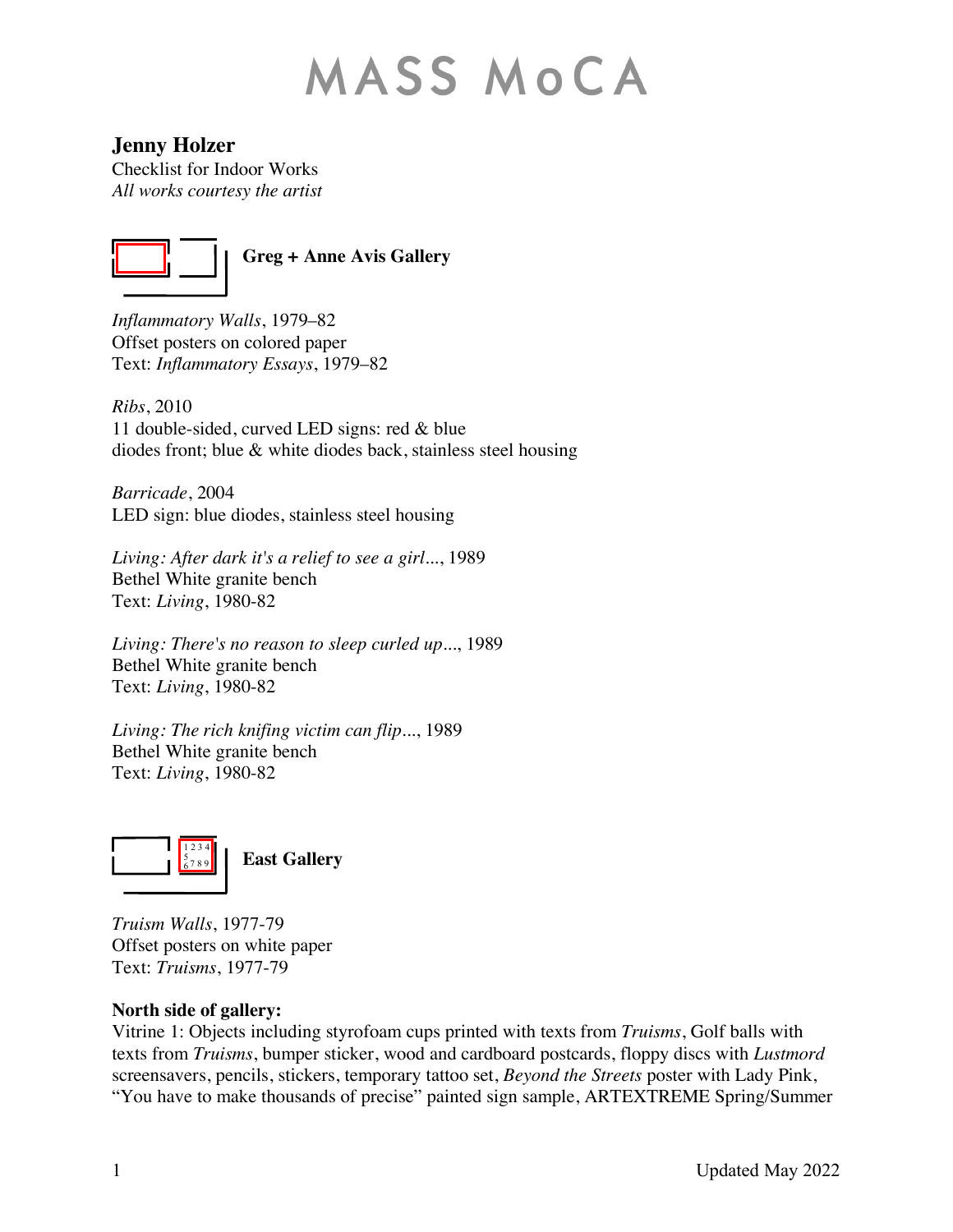# MASS MoCA

**Jenny Holzer**
Checklist for Indoor Works
*All works courtesy the artist*

## Greg + Anne Avis Gallery

*Inflammatory Walls*, 1979–82
Offset posters on colored paper
Text: *Inflammatory Essays*, 1979–82

*Ribs*, 2010
11 double-sided, curved LED signs: red & blue
diodes front; blue & white diodes back, stainless steel housing

*Barricade*, 2004
LED sign: blue diodes, stainless steel housing

*Living: After dark it's a relief to see a girl*..., 1989
Bethel White granite bench
Text: *Living*, 1980-82

*Living: There's no reason to sleep curled up*..., 1989
Bethel White granite bench
Text: *Living*, 1980-82

*Living: The rich knifing victim can flip*..., 1989
Bethel White granite bench
Text: *Living*, 1980-82

## East Gallery

*Truism Walls*, 1977-79
Offset posters on white paper
Text: *Truisms*, 1977-79

**North side of gallery:**
Vitrine 1: Objects including styrofoam cups printed with texts from *Truisms*, Golf balls with texts from *Truisms*, bumper sticker, wood and cardboard postcards, floppy discs with *Lustmord* screensavers, pencils, stickers, temporary tattoo set, *Beyond the Streets* poster with Lady Pink, "You have to make thousands of precise" painted sign sample, ARTEXTREME Spring/Summer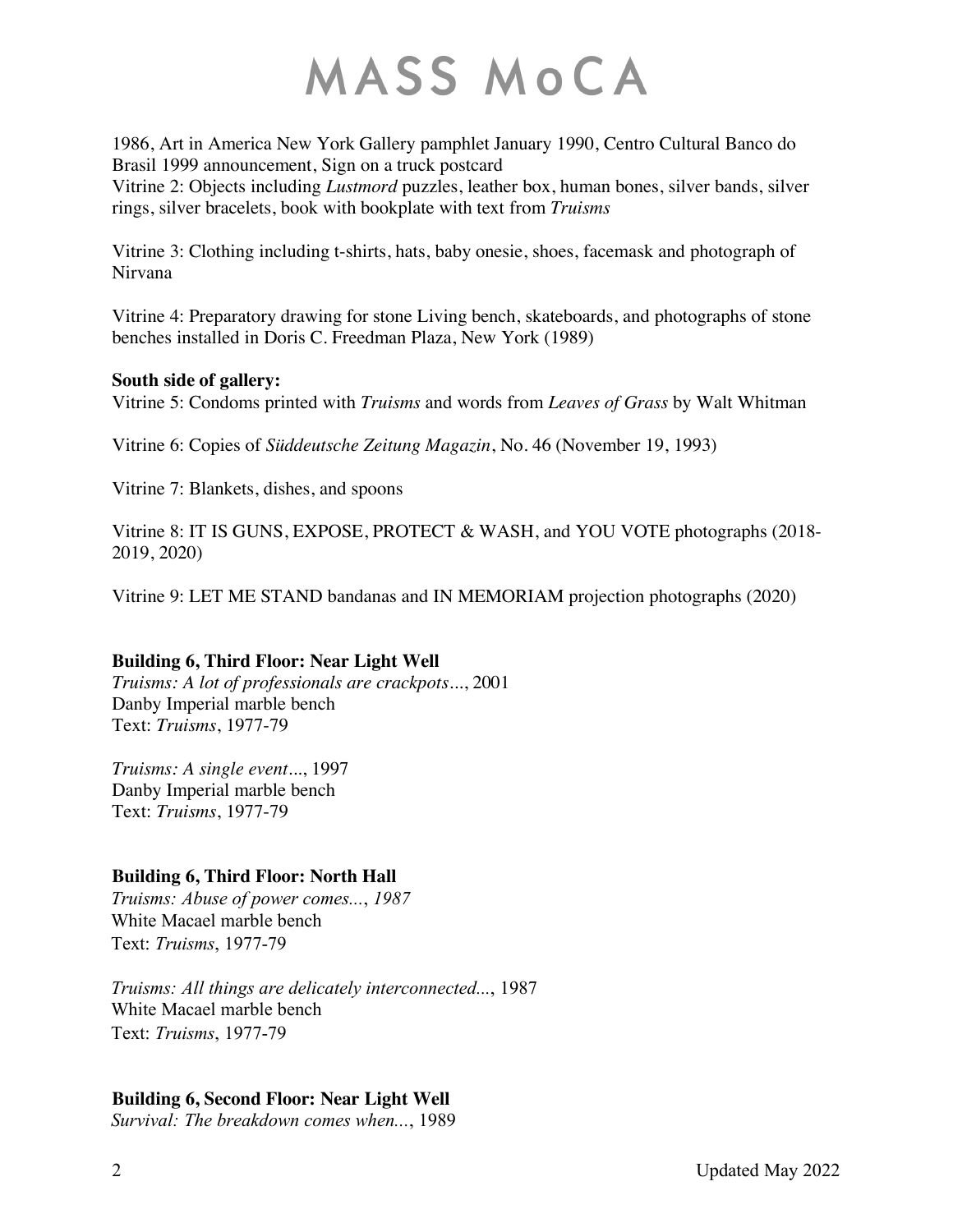1986, Art in America New York Gallery pamphlet January 1990, Centro Cultural Banco do Brasil 1999 announcement, Sign on a truck postcard
Vitrine 2: Objects including *Lustmord* puzzles, leather box, human bones, silver bands, silver rings, silver bracelets, book with bookplate with text from *Truisms*

Vitrine 3: Clothing including t-shirts, hats, baby onesie, shoes, facemask and photograph of Nirvana

Vitrine 4: Preparatory drawing for stone Living bench, skateboards, and photographs of stone benches installed in Doris C. Freedman Plaza, New York (1989)

**South side of gallery:**
Vitrine 5: Condoms printed with *Truisms* and words from *Leaves of Grass* by Walt Whitman

Vitrine 6: Copies of *Süddeutsche Zeitung Magazin*, No. 46 (November 19, 1993)

Vitrine 7: Blankets, dishes, and spoons

Vitrine 8: IT IS GUNS, EXPOSE, PROTECT & WASH, and YOU VOTE photographs (2018-2019, 2020)

Vitrine 9: LET ME STAND bandanas and IN MEMORIAM projection photographs (2020)

**Building 6, Third Floor: Near Light Well**
*Truisms: A lot of professionals are crackpots…*, 2001
Danby Imperial marble bench
Text: *Truisms*, 1977-79

*Truisms: A single event…*, 1997
Danby Imperial marble bench
Text: *Truisms*, 1977-79

**Building 6, Third Floor: North Hall**
*Truisms: Abuse of power comes..., 1987*
White Macael marble bench
Text: *Truisms*, 1977-79

*Truisms: All things are delicately interconnected...*, 1987
White Macael marble bench
Text: *Truisms*, 1977-79

**Building 6, Second Floor: Near Light Well**
*Survival: The breakdown comes when...*, 1989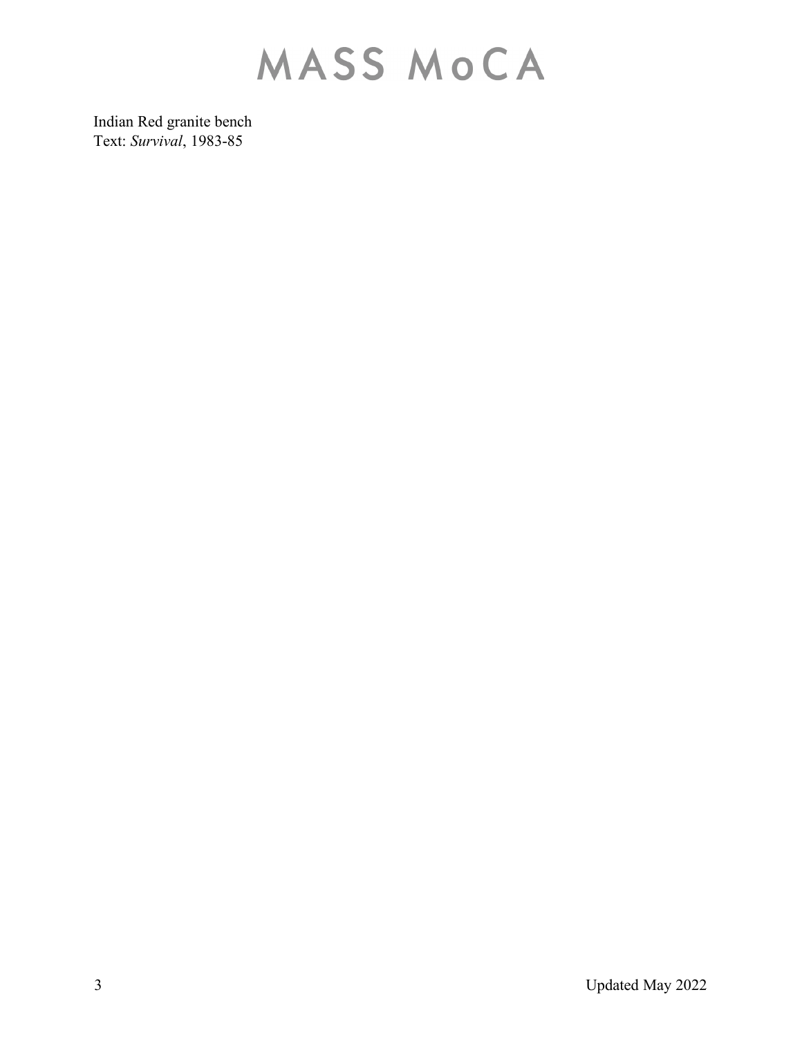Indian Red granite bench
Text: *Survival*, 1983-85